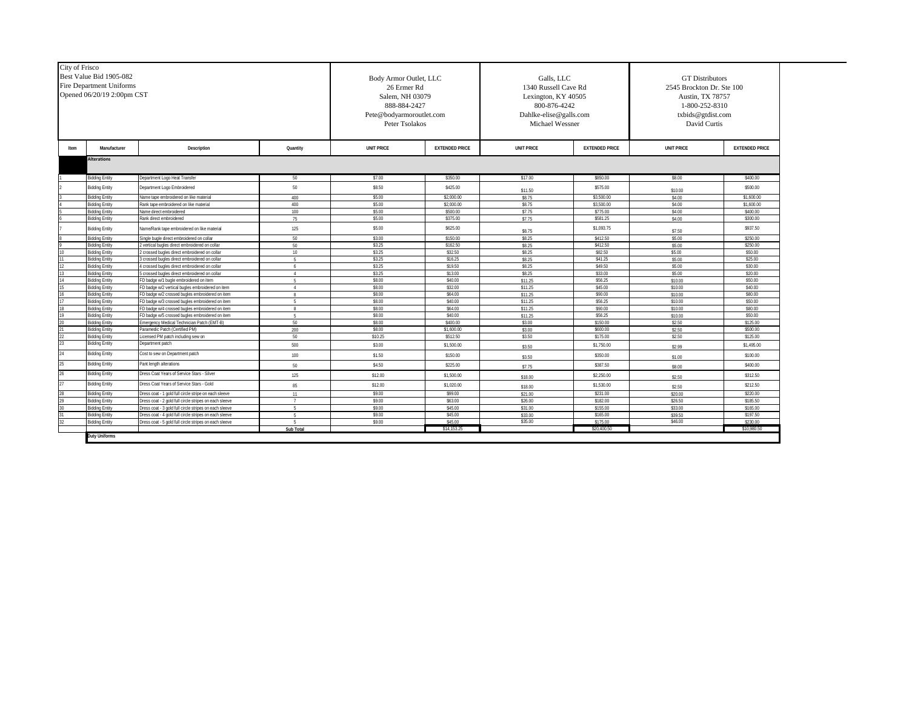| City of Frisco<br>Best Value Bid 1905-082<br>Fire Department Uniforms<br>Opened 06/20/19 2:00pm CST | | | | Body Armor Outlet, LLC<br>26 Ermer Rd<br>Salem, NH 03079<br>888-884-2427<br>Pete@bodyarmoroutlet.com<br>Peter Tsolakos | | Galls, LLC<br>1340 Russell Cave Rd<br>Lexington, KY 40505<br>800-876-4242<br>Dahlke-elise@galls.com<br>Michael Wessner | | GT Distributors<br>2545 Brockton Dr. Ste 100<br>Austin, TX 78757<br>1-800-252-8310<br>txbids@gtdist.com<br>David Curtis | |
|---|---|---|---|---|---|---|---|---|---|
| Item | Manufacturer | Description | Quantity | UNIT PRICE | EXTENDED PRICE | UNIT PRICE | EXTENDED PRICE | UNIT PRICE | EXTENDED PRICE |
| | **Alterations** | | | | | | | | |
| 1 | Bidding Entity | Department Logo Heat Transfer | 50 | $7.00 | $350.00 | $17.00 | $850.00 | $8.00 | $400.00 |
| 2 | Bidding Entity | Department Logo Embroidered | 50 | $8.50 | $425.00 | $11.50 | $575.00 | $10.00 | $500.00 |
| 3 | Bidding Entity | Name tape embroidered on like material | 400 | $5.00 | $2,000.00 | $8.75 | $3,500.00 | $4.00 | $1,600.00 |
| 4 | Bidding Entity | Rank tape embroidered on like material | 400 | $5.00 | $2,000.00 | $8.75 | $3,500.00 | $4.00 | $1,600.00 |
| 5 | Bidding Entity | Name direct embroidered | 100 | $5.00 | $500.00 | $7.75 | $775.00 | $4.00 | $400.00 |
| 6 | Bidding Entity | Rank direct embroidered | 75 | $5.00 | $375.00 | $7.75 | $581.25 | $4.00 | $300.00 |
| 7 | Bidding Entity | Name/Rank tape embroidered on like material | 125 | $5.00 | $625.00 | $8.75 | $1,093.75 | $7.50 | $937.50 |
| 8 | Bidding Entity | Single bugle direct embroidered on collar | 50 | $3.00 | $150.00 | $8.25 | $412.50 | $5.00 | $250.00 |
| 9 | Bidding Entity | 2 vertical bugles direct embroidered on collar | 50 | $3.25 | $162.50 | $8.25 | $412.50 | $5.00 | $250.00 |
| 10 | Bidding Entity | 2 crossed bugles direct embroidered on collar | 10 | $3.25 | $32.50 | $8.25 | $82.50 | $5.00 | $50.00 |
| 11 | Bidding Entity | 3 crossed bugles direct embroidered on collar | 5 | $3.25 | $16.25 | $8.25 | $41.25 | $5.00 | $25.00 |
| 12 | Bidding Entity | 4 crossed bugles direct embroidered on collar | 6 | $3.25 | $19.50 | $8.25 | $49.50 | $5.00 | $30.00 |
| 13 | Bidding Entity | 5 crossed bugles direct embroidered on collar | 4 | $3.25 | $13.00 | $8.25 | $33.00 | $5.00 | $20.00 |
| 14 | Bidding Entity | FD badge w/1 bugle embroidered on item | 5 | $8.00 | $40.00 | $11.25 | $56.25 | $10.00 | $50.00 |
| 15 | Bidding Entity | FD badge w/2 vertical bugles embroidered on item | 4 | $8.00 | $32.00 | $11.25 | $45.00 | $10.00 | $40.00 |
| 16 | Bidding Entity | FD badge w/2 crossed bugles embroidered on item | 8 | $8.00 | $64.00 | $11.25 | $90.00 | $10.00 | $80.00 |
| 17 | Bidding Entity | FD badge w/3 crossed bugles embroidered on item | 5 | $8.00 | $40.00 | $11.25 | $56.25 | $10.00 | $50.00 |
| 18 | Bidding Entity | FD badge w/4 crossed bugles embroidered on item | 8 | $8.00 | $64.00 | $11.25 | $90.00 | $10.00 | $80.00 |
| 19 | Bidding Entity | FD badge w/5 crossed bugles embroidered on item | 5 | $8.00 | $40.00 | $11.25 | $56.25 | $10.00 | $50.00 |
| 20 | Bidding Entity | Emergency Medical Technician Patch (EMT-B) | 50 | $8.00 | $400.00 | $3.00 | $150.00 | $2.50 | $125.00 |
| 21 | Bidding Entity | Paramedic Patch (Certified PM) | 200 | $8.00 | $1,600.00 | $3.00 | $600.00 | $2.50 | $500.00 |
| 22 | Bidding Entity | Licensed PM patch including sew on | 50 | $10.25 | $512.50 | $3.50 | $175.00 | $2.50 | $125.00 |
| 23 | Bidding Entity | Department patch | 500 | $3.00 | $1,500.00 | $3.50 | $1,750.00 | $2.99 | $1,495.00 |
| 24 | Bidding Entity | Cost to sew on Department patch | 100 | $1.50 | $150.00 | $3.50 | $350.00 | $1.00 | $100.00 |
| 25 | Bidding Entity | Pant length alterations | 50 | $4.50 | $225.00 | $7.75 | $387.50 | $8.00 | $400.00 |
| 26 | Bidding Entity | Dress Coat Years of Service Stars - Silver | 125 | $12.00 | $1,500.00 | $18.00 | $2,250.00 | $2.50 | $312.50 |
| 27 | Bidding Entity | Dress Coat Years of Service Stars - Gold | 85 | $12.00 | $1,020.00 | $18.00 | $1,530.00 | $2.50 | $212.50 |
| 28 | Bidding Entity | Dress coat - 1 gold full circle stripe on each sleeve | 11 | $9.00 | $99.00 | $21.00 | $231.00 | $20.00 | $220.00 |
| 29 | Bidding Entity | Dress coat - 2 gold full circle stripes on each sleeve | 7 | $9.00 | $63.00 | $26.00 | $182.00 | $26.50 | $185.50 |
| 30 | Bidding Entity | Dress coat - 3 gold full circle stripes on each sleeve | 5 | $9.00 | $45.00 | $31.00 | $155.00 | $33.00 | $165.00 |
| 31 | Bidding Entity | Dress coat - 4 gold full circle stripes on each sleeve | 5 | $9.00 | $45.00 | $33.00 | $165.00 | $39.50 | $197.50 |
| 32 | Bidding Entity | Dress coat - 5 gold full circle stripes on each sleeve | 5 | $9.00 | $45.00 | $35.00 | $175.00 | $46.00 | $230.00 |
| | | | Sub Total | | $14,153.25 | | $20,400.50 | | $10,980.50 |
| | **Duty Uniforms** | | | | | | | | |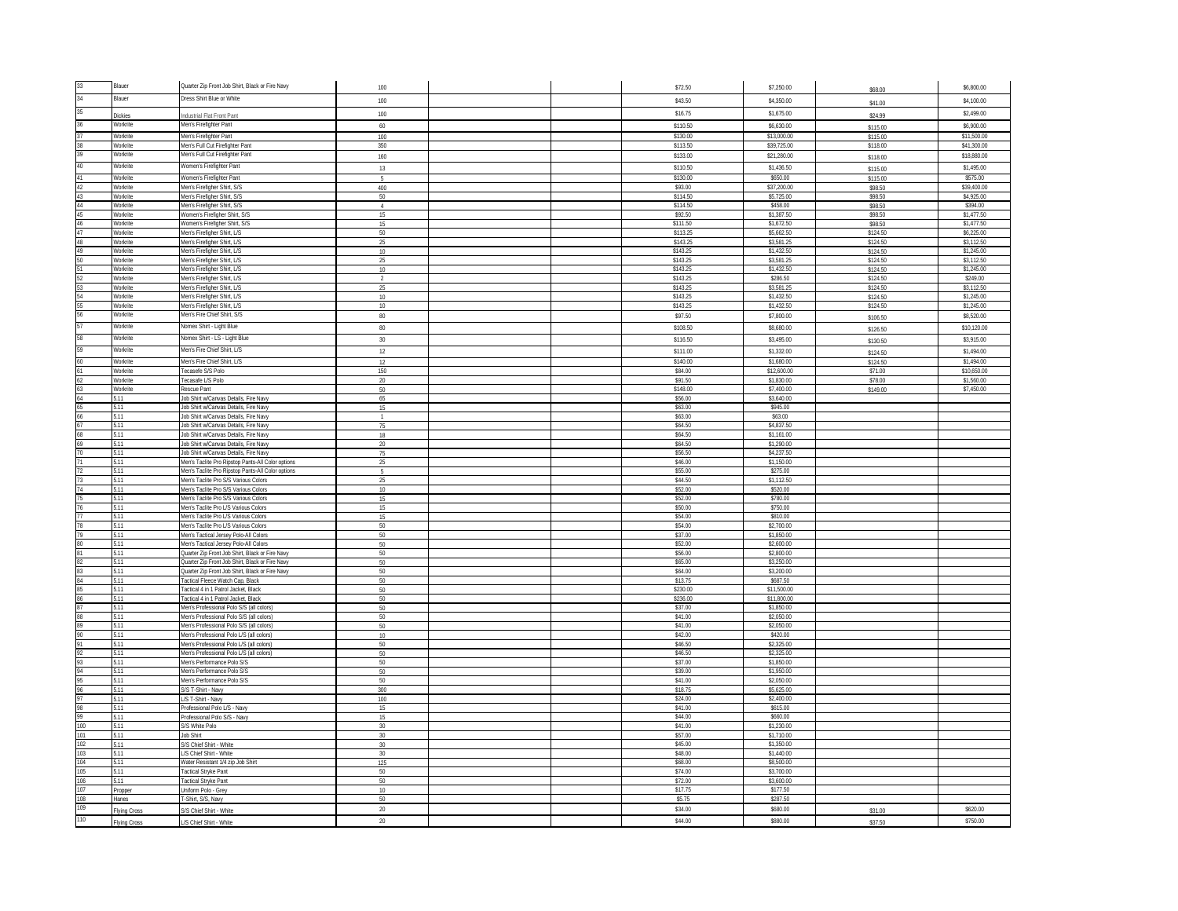| | | | | | | | | |
|---|---|---|---|---|---|---|---|---|
| 33 | Blauer | Quarter Zip Front Job Shirt, Black or Fire Navy | 100 | | | $72.50 | $7,250.00 | $68.00 | $6,800.00 |
| 34 | Blauer | Dress Shirt Blue or White | 100 | | | $43.50 | $4,350.00 | $41.00 | $4,100.00 |
| 35 | Dickies | Industrial Flat Front Pant | 100 | | | $16.75 | $1,675.00 | $24.99 | $2,499.00 |
| 36 | Workrite | Men's Firefighter Pant | 60 | | | $110.50 | $6,630.00 | $115.00 | $6,900.00 |
| 37 | Workrite | Men's Firefighter Pant | 100 | | | $130.00 | $13,000.00 | $115.00 | $11,500.00 |
| 38 | Workrite | Men's Full Cut Firefighter Pant | 350 | | | $113.50 | $39,725.00 | $118.00 | $41,300.00 |
| 39 | Workrite | Men's Full Cut Firefighter Pant | 160 | | | $133.00 | $21,280.00 | $118.00 | $18,880.00 |
| 40 | Workrite | Women's Firefighter Pant | 13 | | | $110.50 | $1,436.50 | $115.00 | $1,495.00 |
| 41 | Workrite | Women's Firefighter Pant | 5 | | | $130.00 | $650.00 | $115.00 | $575.00 |
| 42 | Workrite | Men's Firefigher Shirt, S/S | 400 | | | $93.00 | $37,200.00 | $98.50 | $39,400.00 |
| 43 | Workrite | Men's Firefigher Shirt, S/S | 50 | | | $114.50 | $5,725.00 | $98.50 | $4,925.00 |
| 44 | Workrite | Men's Firefigher Shirt, S/S | 4 | | | $114.50 | $458.00 | $98.50 | $394.00 |
| 45 | Workrite | Women's Firefigher Shirt, S/S | 15 | | | $92.50 | $1,387.50 | $98.50 | $1,477.50 |
| 46 | Workrite | Women's Firefigher Shirt, S/S | 15 | | | $111.50 | $1,672.50 | $98.50 | $1,477.50 |
| 47 | Workrite | Men's Firefigher Shirt, L/S | 50 | | | $113.25 | $5,662.50 | $124.50 | $6,225.00 |
| 48 | Workrite | Men's Firefigher Shirt, L/S | 25 | | | $143.25 | $3,581.25 | $124.50 | $3,112.50 |
| 49 | Workrite | Men's Firefigher Shirt, L/S | 10 | | | $143.25 | $1,432.50 | $124.50 | $1,245.00 |
| 50 | Workrite | Men's Firefigher Shirt, L/S | 25 | | | $143.25 | $3,581.25 | $124.50 | $3,112.50 |
| 51 | Workrite | Men's Firefigher Shirt, L/S | 10 | | | $143.25 | $1,432.50 | $124.50 | $1,245.00 |
| 52 | Workrite | Men's Firefigher Shirt, L/S | 2 | | | $143.25 | $286.50 | $124.50 | $249.00 |
| 53 | Workrite | Men's Firefigher Shirt, L/S | 25 | | | $143.25 | $3,581.25 | $124.50 | $3,112.50 |
| 54 | Workrite | Men's Firefigher Shirt, L/S | 10 | | | $143.25 | $1,432.50 | $124.50 | $1,245.00 |
| 55 | Workrite | Men's Firefigher Shirt, L/S | 10 | | | $143.25 | $1,432.50 | $124.50 | $1,245.00 |
| 56 | Workrite | Men's Fire Chief Shirt, S/S | 80 | | | $97.50 | $7,800.00 | $106.50 | $8,520.00 |
| 57 | Workrite | Nomex Shirt - Light Blue | 80 | | | $108.50 | $8,680.00 | $126.50 | $10,120.00 |
| 58 | Workrite | Nomex Shirt - LS - Light Blue | 30 | | | $116.50 | $3,495.00 | $130.50 | $3,915.00 |
| 59 | Workrite | Men's Fire Chief Shirt, L/S | 12 | | | $111.00 | $1,332.00 | $124.50 | $1,494.00 |
| 60 | Workrite | Men's Fire Chief Shirt, L/S | 12 | | | $140.00 | $1,680.00 | $124.50 | $1,494.00 |
| 61 | Workrite | Tecasefe S/S Polo | 150 | | | $84.00 | $12,600.00 | $71.00 | $10,650.00 |
| 62 | Workrite | Tecasafe L/S Polo | 20 | | | $91.50 | $1,830.00 | $78.00 | $1,560.00 |
| 63 | Workrite | Rescue Pant | 50 | | | $148.00 | $7,400.00 | $149.00 | $7,450.00 |
| 64 | 5.11 | Job Shirt w/Canvas Details, Fire Navy | 65 | | | $56.00 | $3,640.00 | | |
| 65 | 5.11 | Job Shirt w/Canvas Details, Fire Navy | 15 | | | $63.00 | $945.00 | | |
| 66 | 5.11 | Job Shirt w/Canvas Details, Fire Navy | 1 | | | $63.00 | $63.00 | | |
| 67 | 5.11 | Job Shirt w/Canvas Details, Fire Navy | 75 | | | $64.50 | $4,837.50 | | |
| 68 | 5.11 | Job Shirt w/Canvas Details, Fire Navy | 18 | | | $64.50 | $1,161.00 | | |
| 69 | 5.11 | Job Shirt w/Canvas Details, Fire Navy | 20 | | | $64.50 | $1,290.00 | | |
| 70 | 5.11 | Job Shirt w/Canvas Details, Fire Navy | 75 | | | $56.50 | $4,237.50 | | |
| 71 | 5.11 | Men's Taclite Pro Ripstop Pants-All Color options | 25 | | | $46.00 | $1,150.00 | | |
| 72 | 5.11 | Men's Taclite Pro Ripstop Pants-All Color options | 5 | | | $55.00 | $275.00 | | |
| 73 | 5.11 | Men's Taclite Pro S/S Various Colors | 25 | | | $44.50 | $1,112.50 | | |
| 74 | 5.11 | Men's Taclite Pro S/S Various Colors | 10 | | | $52.00 | $520.00 | | |
| 75 | 5.11 | Men's Taclite Pro S/S Various Colors | 15 | | | $52.00 | $780.00 | | |
| 76 | 5.11 | Men's Taclite Pro L/S Various Colors | 15 | | | $50.00 | $750.00 | | |
| 77 | 5.11 | Men's Taclite Pro L/S Various Colors | 15 | | | $54.00 | $810.00 | | |
| 78 | 5.11 | Men's Taclite Pro L/S Various Colors | 50 | | | $54.00 | $2,700.00 | | |
| 79 | 5.11 | Men's Tactical Jersey Polo-All Colors | 50 | | | $37.00 | $1,850.00 | | |
| 80 | 5.11 | Men's Tactical Jersey Polo-All Colors | 50 | | | $52.00 | $2,600.00 | | |
| 81 | 5.11 | Quarter Zip Front Job Shirt, Black or Fire Navy | 50 | | | $56.00 | $2,800.00 | | |
| 82 | 5.11 | Quarter Zip Front Job Shirt, Black or Fire Navy | 50 | | | $65.00 | $3,250.00 | | |
| 83 | 5.11 | Quarter Zip Front Job Shirt, Black or Fire Navy | 50 | | | $64.00 | $3,200.00 | | |
| 84 | 5.11 | Tactical Fleece Watch Cap, Black | 50 | | | $13.75 | $687.50 | | |
| 85 | 5.11 | Tactical 4 in 1 Patrol Jacket, Black | 50 | | | $230.00 | $11,500.00 | | |
| 86 | 5.11 | Tactical 4 in 1 Patrol Jacket, Black | 50 | | | $236.00 | $11,800.00 | | |
| 87 | 5.11 | Men's Professional Polo S/S (all colors) | 50 | | | $37.00 | $1,850.00 | | |
| 88 | 5.11 | Men's Professional Polo S/S (all colors) | 50 | | | $41.00 | $2,050.00 | | |
| 89 | 5.11 | Men's Professional Polo S/S (all colors) | 50 | | | $41.00 | $2,050.00 | | |
| 90 | 5.11 | Men's Professional Polo L/S (all colors) | 10 | | | $42.00 | $420.00 | | |
| 91 | 5.11 | Men's Professional Polo L/S (all colors) | 50 | | | $46.50 | $2,325.00 | | |
| 92 | 5.11 | Men's Professional Polo L/S (all colors) | 50 | | | $46.50 | $2,325.00 | | |
| 93 | 5.11 | Men's Performance Polo S/S | 50 | | | $37.00 | $1,850.00 | | |
| 94 | 5.11 | Men's Performance Polo S/S | 50 | | | $39.00 | $1,950.00 | | |
| 95 | 5.11 | Men's Performance Polo S/S | 50 | | | $41.00 | $2,050.00 | | |
| 96 | 5.11 | S/S T-Shirt - Navy | 300 | | | $18.75 | $5,625.00 | | |
| 97 | 5.11 | L/S T-Shirt - Navy | 100 | | | $24.00 | $2,400.00 | | |
| 98 | 5.11 | Professional Polo L/S - Navy | 15 | | | $41.00 | $615.00 | | |
| 99 | 5.11 | Professional Polo S/S - Navy | 15 | | | $44.00 | $660.00 | | |
| 100 | 5.11 | S/S White Polo | 30 | | | $41.00 | $1,230.00 | | |
| 101 | 5.11 | Job Shirt | 30 | | | $57.00 | $1,710.00 | | |
| 102 | 5.11 | S/S Chief Shirt - White | 30 | | | $45.00 | $1,350.00 | | |
| 103 | 5.11 | L/S Chief Shirt - White | 30 | | | $48.00 | $1,440.00 | | |
| 104 | 5.11 | Water Resistant 1/4 zip Job Shirt | 125 | | | $68.00 | $8,500.00 | | |
| 105 | 5.11 | Tactical Stryke Pant | 50 | | | $74.00 | $3,700.00 | | |
| 106 | 5.11 | Tactical Stryke Pant | 50 | | | $72.00 | $3,600.00 | | |
| 107 | Propper | Uniform Polo - Grey | 10 | | | $17.75 | $177.50 | | |
| 108 | Hanes | T-Shirt, S/S, Navy | 50 | | | $5.75 | $287.50 | | |
| 109 | Flying Cross | S/S Chief Shirt - White | 20 | | | $34.00 | $680.00 | $31.00 | $620.00 |
| 110 | Flying Cross | L/S Chief Shirt - White | 20 | | | $44.00 | $880.00 | $37.50 | $750.00 |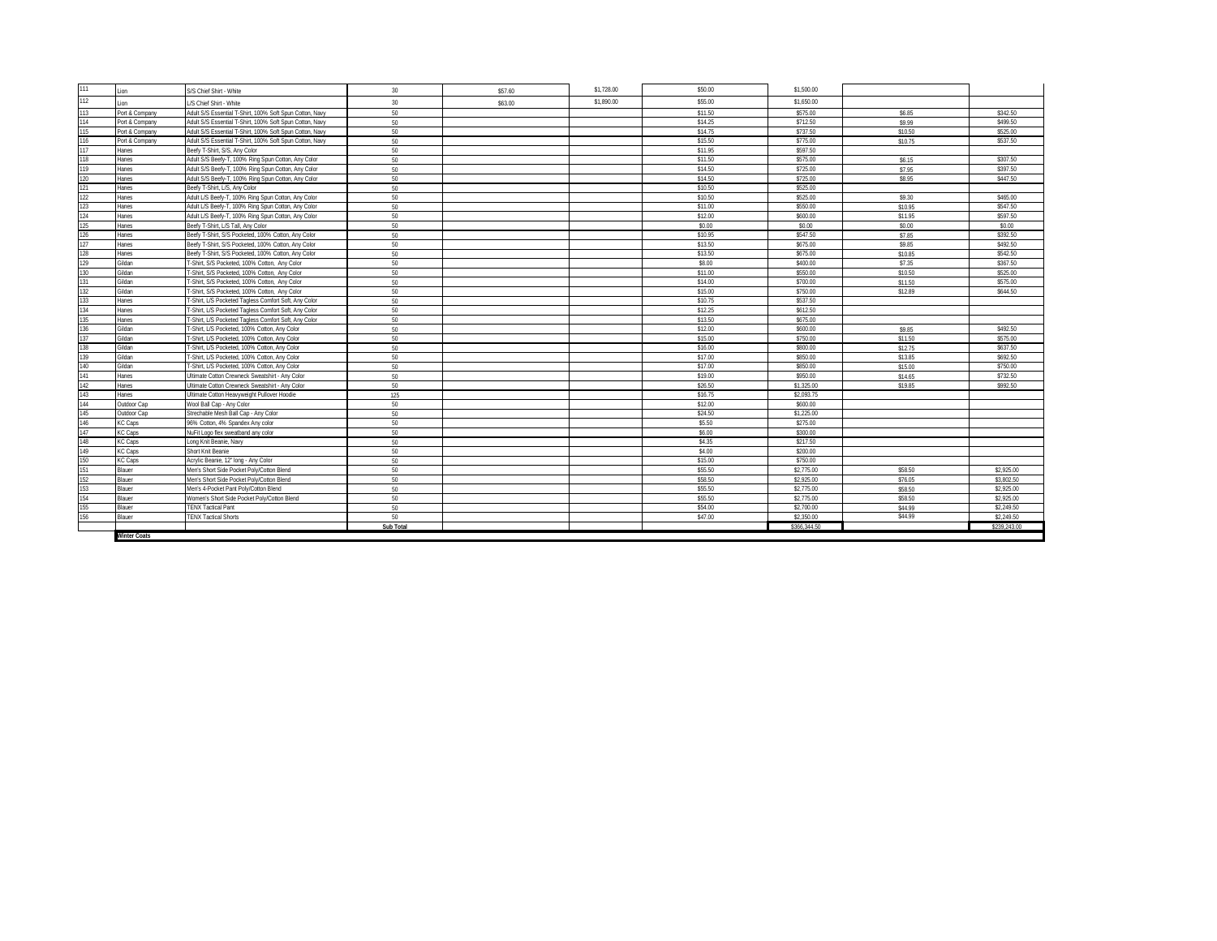| | | | | | | | | | |
|---|---|---|---|---|---|---|---|---|---|
| 111 | Lion | S/S Chief Shirt - White | 30 | $57.60 | $1,728.00 | $50.00 | $1,500.00 | | |
| 112 | Lion | L/S Chief Shirt - White | 30 | $63.00 | $1,890.00 | $55.00 | $1,650.00 | | |
| 113 | Port & Company | Adult S/S Essential T-Shirt, 100% Soft Spun Cotton, Navy | 50 | | | $11.50 | $575.00 | $6.85 | $342.50 |
| 114 | Port & Company | Adult S/S Essential T-Shirt, 100% Soft Spun Cotton, Navy | 50 | | | $14.25 | $712.50 | $9.99 | $499.50 |
| 115 | Port & Company | Adult S/S Essential T-Shirt, 100% Soft Spun Cotton, Navy | 50 | | | $14.75 | $737.50 | $10.50 | $525.00 |
| 116 | Port & Company | Adult S/S Essential T-Shirt, 100% Soft Spun Cotton, Navy | 50 | | | $15.50 | $775.00 | $10.75 | $537.50 |
| 117 | Hanes | Beefy T-Shirt, S/S, Any Color | 50 | | | $11.95 | $597.50 | | |
| 118 | Hanes | Adult S/S Beefy-T, 100% Ring Spun Cotton, Any Color | 50 | | | $11.50 | $575.00 | $6.15 | $307.50 |
| 119 | Hanes | Adult S/S Beefy-T, 100% Ring Spun Cotton, Any Color | 50 | | | $14.50 | $725.00 | $7.95 | $397.50 |
| 120 | Hanes | Adult S/S Beefy-T, 100% Ring Spun Cotton, Any Color | 50 | | | $14.50 | $725.00 | $8.95 | $447.50 |
| 121 | Hanes | Beefy T-Shirt, L/S, Any Color | 50 | | | $10.50 | $525.00 | | |
| 122 | Hanes | Adult L/S Beefy-T, 100% Ring Spun Cotton, Any Color | 50 | | | $10.50 | $525.00 | $9.30 | $465.00 |
| 123 | Hanes | Adult L/S Beefy-T, 100% Ring Spun Cotton, Any Color | 50 | | | $11.00 | $550.00 | $10.95 | $547.50 |
| 124 | Hanes | Adult L/S Beefy-T, 100% Ring Spun Cotton, Any Color | 50 | | | $12.00 | $600.00 | $11.95 | $597.50 |
| 125 | Hanes | Beefy T-Shirt, L/S Tall, Any Color | 50 | | | $0.00 | $0.00 | $0.00 | $0.00 |
| 126 | Hanes | Beefy T-Shirt, S/S Pocketed, 100% Cotton, Any Color | 50 | | | $10.95 | $547.50 | $7.85 | $392.50 |
| 127 | Hanes | Beefy T-Shirt, S/S Pocketed, 100% Cotton, Any Color | 50 | | | $13.50 | $675.00 | $9.85 | $492.50 |
| 128 | Hanes | Beefy T-Shirt, S/S Pocketed, 100% Cotton, Any Color | 50 | | | $13.50 | $675.00 | $10.85 | $542.50 |
| 129 | Gildan | T-Shirt, S/S Pocketed, 100% Cotton, Any Color | 50 | | | $8.00 | $400.00 | $7.35 | $367.50 |
| 130 | Gildan | T-Shirt, S/S Pocketed, 100% Cotton, Any Color | 50 | | | $11.00 | $550.00 | $10.50 | $525.00 |
| 131 | Gildan | T-Shirt, S/S Pocketed, 100% Cotton, Any Color | 50 | | | $14.00 | $700.00 | $11.50 | $575.00 |
| 132 | Gildan | T-Shirt, S/S Pocketed, 100% Cotton, Any Color | 50 | | | $15.00 | $750.00 | $12.89 | $644.50 |
| 133 | Hanes | T-Shirt, L/S Pocketed Tagless Comfort Soft, Any Color | 50 | | | $10.75 | $537.50 | | |
| 134 | Hanes | T-Shirt, L/S Pocketed Tagless Comfort Soft, Any Color | 50 | | | $12.25 | $612.50 | | |
| 135 | Hanes | T-Shirt, L/S Pocketed Tagless Comfort Soft, Any Color | 50 | | | $13.50 | $675.00 | | |
| 136 | Gildan | T-Shirt, L/S Pocketed, 100% Cotton, Any Color | 50 | | | $12.00 | $600.00 | $9.85 | $492.50 |
| 137 | Gildan | T-Shirt, L/S Pocketed, 100% Cotton, Any Color | 50 | | | $15.00 | $750.00 | $11.50 | $575.00 |
| 138 | Gildan | T-Shirt, L/S Pocketed, 100% Cotton, Any Color | 50 | | | $16.00 | $800.00 | $12.75 | $637.50 |
| 139 | Gildan | T-Shirt, L/S Pocketed, 100% Cotton, Any Color | 50 | | | $17.00 | $850.00 | $13.85 | $692.50 |
| 140 | Gildan | T-Shirt, L/S Pocketed, 100% Cotton, Any Color | 50 | | | $17.00 | $850.00 | $15.00 | $750.00 |
| 141 | Hanes | Ultimate Cotton Crewneck Sweatshirt - Any Color | 50 | | | $19.00 | $950.00 | $14.65 | $732.50 |
| 142 | Hanes | Ultimate Cotton Crewneck Sweatshirt - Any Color | 50 | | | $26.50 | $1,325.00 | $19.85 | $992.50 |
| 143 | Hanes | Ultimate Cotton Heavyweight Pullover Hoodie | 125 | | | $16.75 | $2,093.75 | | |
| 144 | Outdoor Cap | Wool Ball Cap - Any Color | 50 | | | $12.00 | $600.00 | | |
| 145 | Outdoor Cap | Strechable Mesh Ball Cap - Any Color | 50 | | | $24.50 | $1,225.00 | | |
| 146 | KC Caps | 96% Cotton, 4% Spandex Any color | 50 | | | $5.50 | $275.00 | | |
| 147 | KC Caps | NuFit Logo flex sweatband any color | 50 | | | $6.00 | $300.00 | | |
| 148 | KC Caps | Long Knit Beanie, Navy | 50 | | | $4.35 | $217.50 | | |
| 149 | KC Caps | Short Knit Beanie | 50 | | | $4.00 | $200.00 | | |
| 150 | KC Caps | Acrylic Beanie, 12" long - Any Color | 50 | | | $15.00 | $750.00 | | |
| 151 | Blauer | Men's Short Side Pocket Poly/Cotton Blend | 50 | | | $55.50 | $2,775.00 | $58.50 | $2,925.00 |
| 152 | Blauer | Men's Short Side Pocket Poly/Cotton Blend | 50 | | | $58.50 | $2,925.00 | $76.05 | $3,802.50 |
| 153 | Blauer | Men's 4-Pocket Pant Poly/Cotton Blend | 50 | | | $55.50 | $2,775.00 | $58.50 | $2,925.00 |
| 154 | Blauer | Women's Short Side Pocket Poly/Cotton Blend | 50 | | | $55.50 | $2,775.00 | $58.50 | $2,925.00 |
| 155 | Blauer | TENX Tactical Pant | 50 | | | $54.00 | $2,700.00 | $44.99 | $2,249.50 |
| 156 | Blauer | TENX Tactical Shorts | 50 | | | $47.00 | $2,350.00 | $44.99 | $2,249.50 |
| | | | Sub Total | | | | $366,344.50 | | $239,243.00 |
| | **Winter Coats** | | | | | | | | |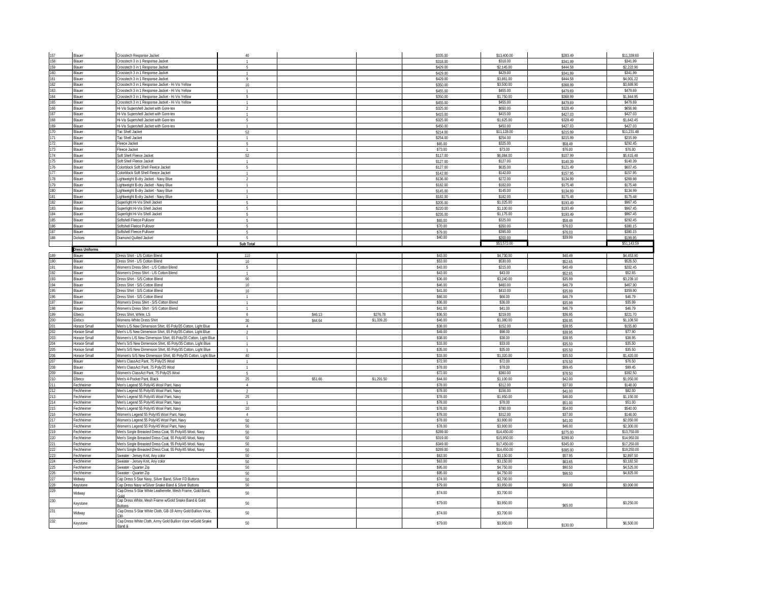| | | | | | | | | | |
|---|---|---|---|---|---|---|---|---|---|
| 157 | Blauer | Crosstech Response Jacket | 40 | | | $335.00 | $13,400.00 | $283.49 | $11,339.60 |
| 158 | Blauer | Crosstech 3 in 1 Response Jacket | 1 | | | $318.00 | $318.00 | $341.99 | $341.99 |
| 159 | Blauer | Crosstech 3 in 1 Response Jacket | 5 | | | $429.00 | $2,145.00 | $444.58 | $2,222.90 |
| 160 | Blauer | Crosstech 3 in 1 Response Jacket | 1 | | | $429.00 | $429.00 | $341.99 | $341.99 |
| 161 | Blauer | Crosstech 3 in 1 Response Jacket | 9 | | | $429.00 | $3,861.00 | $444.58 | $4,001.22 |
| 162 | Blauer | Crosstech 3 in 1 Response Jacket - Hi Vis Yellow | 10 | | | $350.00 | $3,500.00 | $368.99 | $3,689.90 |
| 163 | Blauer | Crosstech 3 in 1 Response Jacket - Hi Vis Yellow | 1 | | | $455.00 | $455.00 | $479.69 | $479.69 |
| 164 | Blauer | Crosstech 3 in 1 Response Jacket - Hi Vis Yellow | 5 | | | $350.00 | $1,750.00 | $368.99 | $1,844.95 |
| 165 | Blauer | Crosstech 3 in 1 Response Jacket - Hi Vis Yellow | 1 | | | $455.00 | $455.00 | $479.69 | $479.69 |
| 166 | Blauer | Hi-Vis Supershell Jacket with Gore-tex | 2 | | | $325.00 | $650.00 | $328.49 | $656.98 |
| 167 | Blauer | Hi-Vis Supershell Jacket with Gore-tex | 1 | | | $415.00 | $415.00 | $427.03 | $427.03 |
| 168 | Blauer | Hi-Vis Supershell Jacket with Gore-tex | 5 | | | $325.00 | $1,625.00 | $328.49 | $1,642.45 |
| 169 | Blauer | Hi-Vis Supershell Jacket with Gore-tex | 1 | | | $450.00 | $450.00 | $427.03 | $427.03 |
| 170 | Blauer | Tac Shell Jacket | 52 | | | $214.00 | $11,128.00 | $215.99 | $11,231.48 |
| 171 | Blauer | Tac Shell Jacket | 1 | | | $254.00 | $254.00 | $215.99 | $215.99 |
| 172 | Blauer | Fleece Jacket | 5 | | | $65.00 | $325.00 | $58.49 | $292.45 |
| 173 | Blauer | Fleece Jacket | 1 | | | $73.00 | $73.00 | $76.00 | $76.00 |
| 174 | Blauer | Soft Shell Fleece Jacket | 52 | | | $117.00 | $6,084.00 | $107.99 | $5,615.48 |
| 175 | Blauer | Soft Shell Fleece Jacket | 1 | | | $127.00 | $127.00 | $140.39 | $140.39 |
| 176 | Blauer | Colorblock Soft Shell Fleece Jacket | 5 | | | $127.00 | $635.00 | $121.49 | $607.45 |
| 177 | Blauer | Colorblock Soft Shell Fleece Jacket | 1 | | | $142.00 | $142.00 | $157.95 | $157.95 |
| 178 | Blauer | Lightweight B-dry Jacket - Navy Blue | 2 | | | $136.00 | $272.00 | $134.99 | $269.98 |
| 179 | Blauer | Lightweight B-dry Jacket - Navy Blue | 1 | | | $182.00 | $182.00 | $175.48 | $175.48 |
| 180 | Blauer | Lightweight B-dry Jacket - Navy Blue | 1 | | | $145.00 | $145.00 | $134.99 | $134.99 |
| 181 | Blauer | Lightweight B-dry Jacket - Navy Blue | 1 | | | $182.00 | $182.00 | $175.48 | $175.48 |
| 182 | Blauer | Superlight Hi-Vis Shell Jacket | 5 | | | $205.00 | $1,025.00 | $193.49 | $967.45 |
| 183 | Blauer | Superlight Hi-Vis Shell Jacket | 5 | | | $220.00 | $1,100.00 | $193.49 | $967.45 |
| 184 | Blauer | Superlight Hi-Vis Shell Jacket | 5 | | | $235.00 | $1,175.00 | $193.49 | $967.45 |
| 185 | Blauer | Softshell Fleece Pullover | 5 | | | $65.00 | $325.00 | $58.49 | $292.45 |
| 186 | Blauer | Softshell Fleece Pullover | 5 | | | $70.00 | $350.00 | $76.03 | $380.15 |
| 187 | Blauer | Softshell Fleece Pullover | 5 | | | $79.00 | $395.00 | $76.03 | $380.15 |
| 188 | Dickies | Diamond Quilted Jacket | 5 | | | $40.00 | $200.00 | $39.99 | $199.95 |
| | | | Sub Total | | | | $53,572.00 | | $51,143.59 |
| | **Dress Uniforms** | | | | | | | | |
| 189 | Blauer | Dress Shirt - L/S Cotton Blend | 110 | | | $43.00 | $4,730.00 | $40.49 | $4,453.90 |
| 190 | Blauer | Dress Shirt - L/S Cotton Blend | 10 | | | $53.00 | $530.00 | $52.65 | $526.50 |
| 191 | Blauer | Women's Dress Shirt - L/S Cotton Blend | 5 | | | $43.00 | $215.00 | $40.49 | $202.45 |
| 192 | Blauer | Women's Dress Shirt - L/S Cotton Blend | 1 | | | $43.00 | $43.00 | $52.65 | $52.65 |
| 193 | Blauer | Dress Shirt - S/S Cotton Blend | 90 | | | $36.00 | $3,240.00 | $35.99 | $3,239.10 |
| 194 | Blauer | Dress Shirt - S/S Cotton Blend | 10 | | | $46.00 | $460.00 | $46.79 | $467.90 |
| 195 | Blauer | Dress Shirt - S/S Cotton Blend | 10 | | | $41.00 | $410.00 | $35.99 | $359.90 |
| 196 | Blauer | Dress Shirt - S/S Cotton Blend | 1 | | | $66.00 | $66.00 | $46.79 | $46.79 |
| 197 | Blauer | Women's Dress Shirt - S/S Cotton Blend | 1 | | | $36.00 | $36.00 | $35.99 | $35.99 |
| 198 | Blauer | Women's Dress Shirt - S/S Cotton Blend | 1 | | | $41.00 | $41.00 | $46.79 | $46.79 |
| 199 | Elbeco | Dress Shirt, White, LS | 6 | $46.13 | $276.78 | $36.50 | $219.00 | $36.95 | $221.70 |
| 200 | Elebco | Womens White Dress Shirt | 30 | $44.64 | $1,339.20 | $46.00 | $1,380.00 | $36.95 | $1,108.50 |
| 201 | Horace Small | Men's L/S New Dimension Shirt, 65 Poly/35 Cotton, Light Blue | 4 | | | $38.00 | $152.00 | $38.95 | $155.80 |
| 202 | Horace Small | Men's L/S New Dimension Shirt, 65 Poly/35 Cotton, Light Blue | 2 | | | $49.00 | $98.00 | $38.95 | $77.90 |
| 203 | Horace Small | Women's L/S New Dimension Shirt, 65 Poly/35 Cotton, Light Blue | 1 | | | $38.00 | $38.00 | $38.95 | $38.95 |
| 204 | Horace Small | Men's S/S New Dimension Shirt, 65 Poly/35 Cotton, Light Blue | 1 | | | $33.00 | $33.00 | $35.50 | $35.50 |
| 205 | Horace Small | Men's S/S New Dimension Shirt, 65 Poly/35 Cotton, Light Blue | 1 | | | $35.00 | $35.00 | $35.50 | $35.50 |
| 206 | Horace Small | Women's S/S New Dimension Shirt, 65 Poly/35 Cotton, Light Blue | 40 | | | $33.00 | $1,320.00 | $35.50 | $1,420.00 |
| 207 | Blauer | Men's ClassAct Pant, 75 Poly/25 Wool | 1 | | | $72.00 | $72.00 | $76.50 | $76.50 |
| 208 | Blauer | Men's ClassAct Pant, 75 Poly/25 Wool | 1 | | | $78.00 | $78.00 | $99.45 | $99.45 |
| 209 | Blauer | Women's ClassAct Pant, 75 Poly/25 Wool | 5 | | | $72.00 | $360.00 | $76.50 | $382.50 |
| 210 | Elbeco | Men's 4-Pocket Pant, Black | 25 | $51.66 | $1,291.50 | $44.00 | $1,100.00 | $42.00 | $1,050.00 |
| 211 | Fechheimer | Men's Legend 55 Poly/45 Wool Pant, Navy | 4 | | | $78.00 | $312.00 | $37.00 | $148.00 |
| 212 | Fechheimer | Men's Legend 55 Poly/45 Wool Pant, Navy | 2 | | | $78.00 | $156.00 | $41.00 | $82.00 |
| 213 | Fechheimer | Men's Legend 55 Poly/45 Wool Pant, Navy | 25 | | | $78.00 | $1,950.00 | $46.00 | $1,150.00 |
| 214 | Fechheimer | Men's Legend 55 Poly/45 Wool Pant, Navy | 1 | | | $78.00 | $78.00 | $51.00 | $51.00 |
| 215 | Fechheimer | Men's Legend 55 Poly/45 Wool Pant, Navy | 10 | | | $78.00 | $780.00 | $54.00 | $540.00 |
| 216 | Fechheimer | Women's Legend 55 Poly/45 Wool Pant, Navy | 4 | | | $78.00 | $312.00 | $37.00 | $148.00 |
| 217 | Fechheimer | Women's Legend 55 Poly/45 Wool Pant, Navy | 50 | | | $78.00 | $3,900.00 | $41.00 | $2,050.00 |
| 218 | Fechheimer | Women's Legend 55 Poly/45 Wool Pant, Navy | 50 | | | $78.00 | $3,900.00 | $46.00 | $2,300.00 |
| 219 | Fechheimer | Men's Single Breasted Dress Coat, 55 Poly/45 Wool, Navy | 50 | | | $289.00 | $14,450.00 | $275.00 | $13,750.00 |
| 220 | Fechheimer | Men's Single Breasted Dress Coat, 55 Poly/45 Wool, Navy | 50 | | | $319.00 | $15,950.00 | $299.00 | $14,950.00 |
| 221 | Fechheimer | Men's Single Breasted Dress Coat, 55 Poly/45 Wool, Navy | 50 | | | $349.00 | $17,450.00 | $345.00 | $17,250.00 |
| 222 | Fechheimer | Men's Single Breasted Dress Coat, 55 Poly/45 Wool, Navy | 50 | | | $289.00 | $14,450.00 | $385.00 | $19,250.00 |
| 223 | Fechheimer | Sweater - Jersey Knit, Any color | 50 | | | $63.00 | $3,150.00 | $57.95 | $2,897.50 |
| 224 | Fechheimer | Sweater - Jersey Knit, Any color | 50 | | | $63.00 | $3,150.00 | $63.65 | $3,182.50 |
| 225 | Fechheimer | Sweater - Quarter Zip | 50 | | | $95.00 | $4,750.00 | $90.50 | $4,525.00 |
| 226 | Fechheimer | Sweater - Quarter Zip | 50 | | | $95.00 | $4,750.00 | $96.50 | $4,825.00 |
| 227 | Midway | Cap Dress 5-Star Navy, Silver Band, Silver FD Buttons | 50 | | | $74.00 | $3,700.00 | | |
| 228 | Keystone | Cap Dress Navy w/Silver Snake Band & Silver Buttons | 50 | | | $79.00 | $3,950.00 | $60.00 | $3,000.00 |
| 229 | Midway | Cap Dress 5-Star White Leatherette, Mesh Frame, Gold Band, Gold | 50 | | | $74.00 | $3,700.00 | | |
| 230 | Keystone | Cap Dress White, Mesh Frame w/Gold Snake Band & Gold Buttons | 50 | | | $79.00 | $3,950.00 | $65.00 | $3,250.00 |
| 231 | Midway | Cap Dress 5-Star White Cloth, GB-19 Army Gold Bullion Visor, EM- | 50 | | | $74.00 | $3,700.00 | | |
| 232 | Keystone | Cap Dress White Cloth, Army Gold Bullion Visor w/Gold Snake Band & | 50 | | | $79.00 | $3,950.00 | $130.00 | $6,500.00 |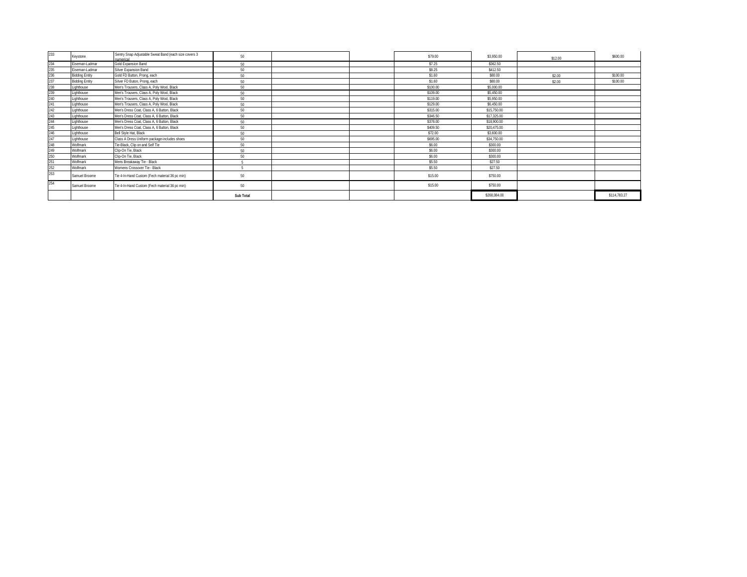| | | | | | | | | | |
|---|---|---|---|---|---|---|---|---|---|
| 233 | Keystone | Sentry Snap Adjustable Sweat Band (each size covers 3 numerical | 50 | | | $79.00 | $3,950.00 | $12.00 | $600.00 |
| 234 | Eiseman-Ludmar | Gold Expansion Band | 50 | | | $7.25 | $362.50 | | |
| 235 | Eiseman-Ludmar | Silver Expansion Band | 50 | | | $8.25 | $412.50 | | |
| 236 | Bidding Entity | Gold FD Button, Prong, each | 50 | | | $1.60 | $80.00 | $2.00 | $100.00 |
| 237 | Bidding Entity | Silver FD Buton, Prong, each | 50 | | | $1.60 | $80.00 | $2.00 | $100.00 |
| 238 | Lighthouse | Men's Trousers, Class A, Poly Wool, Black | 50 | | | $100.00 | $5,000.00 | | |
| 239 | Lighthouse | Men's Trousers, Class A, Poly Wool, Black | 50 | | | $109.00 | $5,450.00 | | |
| 240 | Lighthouse | Men's Trousers, Class A, Poly Wool, Black | 50 | | | $119.00 | $5,950.00 | | |
| 241 | Lighthouse | Men's Trousers, Class A, Poly Wool, Black | 50 | | | $129.00 | $6,450.00 | | |
| 242 | Lighthouse | Men's Dress Coat, Class A, 6 Button, Black | 50 | | | $315.00 | $15,750.00 | | |
| 243 | Lighthouse | Men's Dress Coat, Class A, 6 Button, Black | 50 | | | $346.50 | $17,325.00 | | |
| 244 | Lighthouse | Men's Dress Coat, Class A, 6 Button, Black | 50 | | | $378.00 | $18,900.00 | | |
| 245 | Lighthouse | Men's Dress Coat, Class A, 6 Button, Black | 50 | | | $409.50 | $20,475.00 | | |
| 246 | Lighthouse | Bell Style Hat, Black | 50 | | | $72.00 | $3,600.00 | | |
| 247 | Lighthouse | Class A Dress Uniform package-includes shoes | 50 | | | $695.00 | $34,750.00 | | |
| 248 | Wolfmark | Tie-Black, Clip on and Self Tie | 50 | | | $6.00 | $300.00 | | |
| 249 | Wolfmark | Clip-On Tie, Black | 50 | | | $6.00 | $300.00 | | |
| 250 | Wolfmark | Clip-On Tie, Black | 50 | | | $6.00 | $300.00 | | |
| 251 | Wolfmark | Mens Breakaway Tie - Black | 5 | | | $5.50 | $27.50 | | |
| 252 | Wolfmark | Womens Crossover Tie - Black | 5 | | | $5.50 | $27.50 | | |
| 253 | Samuel Broome | Tie 4-In-Hand Custom (Fech material 36 pc min) | 50 | | | $15.00 | $750.00 | | |
| 254 | Samuel Broome | Tie 4-In-Hand Custom (Fech material 36 pc min) | 50 | | | $15.00 | $750.00 | | |
| | | | **Sub Total** | | | | $288,084.00 | | $114,783.27 |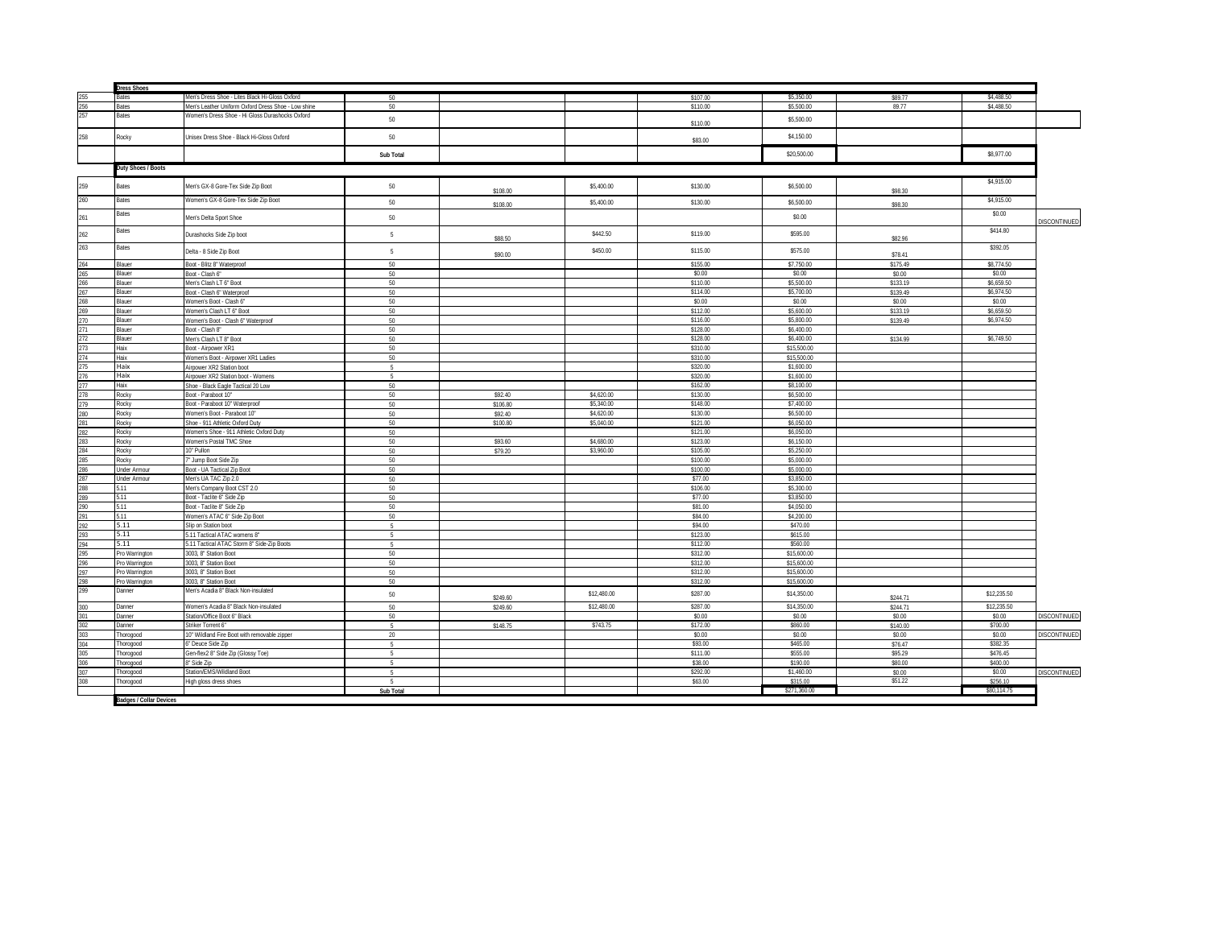| | Dress Shoes | | | | | | | | | |
|---|---|---|---|---|---|---|---|---|---|---|
| 255 | Bates | Men's Dress Shoe - Lites Black Hi-Gloss Oxford | 50 | | | $107.00 | $5,350.00 | $89.77 | $4,488.50 | |
| 256 | Bates | Men's Leather Uniform Oxford Dress Shoe - Low shine | 50 | | | $110.00 | $5,500.00 | 89.77 | $4,488.50 | |
| 257 | Bates | Women's Dress Shoe - Hi Gloss Durashocks Oxford | 50 | | | $110.00 | $5,500.00 | | | |
| 258 | Rocky | Unisex Dress Shoe - Black Hi-Gloss Oxford | 50 | | | $83.00 | $4,150.00 | | | |
| | | | Sub Total | | | | $20,500.00 | | $8,977.00 | |
| | Duty Shoes / Boots | | | | | | | | | |
| 259 | Bates | Men's GX-8 Gore-Tex Side Zip Boot | 50 | $108.00 | $5,400.00 | $130.00 | $6,500.00 | $98.30 | $4,915.00 | |
| 260 | Bates | Women's GX-8 Gore-Tex Side Zip Boot | 50 | $108.00 | $5,400.00 | $130.00 | $6,500.00 | $98.30 | $4,915.00 | |
| 261 | Bates | Men's Delta Sport Shoe | 50 | | | | $0.00 | | $0.00 | DISCONTINUED |
| 262 | Bates | Durashocks Side Zip boot | 5 | $88.50 | $442.50 | $119.00 | $595.00 | $82.96 | $414.80 | |
| 263 | Bates | Delta - 8 Side Zip Boot | 5 | $90.00 | $450.00 | $115.00 | $575.00 | $78.41 | $392.05 | |
| 264 | Blauer | Boot - Blitz 8" Waterproof | 50 | | | $155.00 | $7,750.00 | $175.49 | $8,774.50 | |
| 265 | Blauer | Boot - Clash 6" | 50 | | | $0.00 | $0.00 | $0.00 | $0.00 | |
| 266 | Blauer | Men's Clash LT 6" Boot | 50 | | | $110.00 | $5,500.00 | $133.19 | $6,659.50 | |
| 267 | Blauer | Boot - Clash 6" Waterproof | 50 | | | $114.00 | $5,700.00 | $139.49 | $6,974.50 | |
| 268 | Blauer | Women's Boot - Clash 6" | 50 | | | $0.00 | $0.00 | $0.00 | $0.00 | |
| 269 | Blauer | Women's Clash LT 6" Boot | 50 | | | $112.00 | $5,600.00 | $133.19 | $6,659.50 | |
| 270 | Blauer | Women's Boot - Clash 6" Waterproof | 50 | | | $116.00 | $5,800.00 | $139.49 | $6,974.50 | |
| 271 | Blauer | Boot - Clash 8" | 50 | | | $128.00 | $6,400.00 | | | |
| 272 | Blauer | Men's Clash LT 8" Boot | 50 | | | $128.00 | $6,400.00 | $134.99 | $6,749.50 | |
| 273 | Haix | Boot - Airpower XR1 | 50 | | | $310.00 | $15,500.00 | | | |
| 274 | Haix | Women's Boot - Airpower XR1 Ladies | 50 | | | $310.00 | $15,500.00 | | | |
| 275 | Haix | Airpower XR2 Station boot | 5 | | | $320.00 | $1,600.00 | | | |
| 276 | Haix | Airpower XR2 Station boot - Womens | 5 | | | $320.00 | $1,600.00 | | | |
| 277 | Haix | Shoe - Black Eagle Tactical 20 Low | 50 | | | $162.00 | $8,100.00 | | | |
| 278 | Rocky | Boot - Paraboot 10" | 50 | $92.40 | $4,620.00 | $130.00 | $6,500.00 | | | |
| 279 | Rocky | Boot - Paraboot 10" Waterproof | 50 | $106.80 | $5,340.00 | $148.00 | $7,400.00 | | | |
| 280 | Rocky | Women's Boot - Paraboot 10" | 50 | $92.40 | $4,620.00 | $130.00 | $6,500.00 | | | |
| 281 | Rocky | Shoe - 911 Athletic Oxford Duty | 50 | $100.80 | $5,040.00 | $121.00 | $6,050.00 | | | |
| 282 | Rocky | Women's Shoe - 911 Athletic Oxford Duty | 50 | | | $121.00 | $6,050.00 | | | |
| 283 | Rocky | Women's Postal TMC Shoe | 50 | $93.60 | $4,680.00 | $123.00 | $6,150.00 | | | |
| 284 | Rocky | 10" Pullon | 50 | $79.20 | $3,960.00 | $105.00 | $5,250.00 | | | |
| 285 | Rocky | 7" Jump Boot Side Zip | 50 | | | $100.00 | $5,000.00 | | | |
| 286 | Under Armour | Boot - UA Tactical Zip Boot | 50 | | | $100.00 | $5,000.00 | | | |
| 287 | Under Armour | Men's UA TAC Zip 2.0 | 50 | | | $77.00 | $3,850.00 | | | |
| 288 | 5.11 | Men's Company Boot CST 2.0 | 50 | | | $106.00 | $5,300.00 | | | |
| 289 | 5.11 | Boot - Taclite 6" Side Zip | 50 | | | $77.00 | $3,850.00 | | | |
| 290 | 5.11 | Boot - Taclite 8" Side Zip | 50 | | | $81.00 | $4,050.00 | | | |
| 291 | 5.11 | Women's ATAC 6" Side Zip Boot | 50 | | | $84.00 | $4,200.00 | | | |
| 292 | 5.11 | Slip on Station boot | 5 | | | $94.00 | $470.00 | | | |
| 293 | 5.11 | 5.11 Tactical ATAC womens 8" | 5 | | | $123.00 | $615.00 | | | |
| 294 | 5.11 | 5.11 Tactical ATAC Storm 8" Side-Zip Boots | 5 | | | $112.00 | $560.00 | | | |
| 295 | Pro Warrington | 3003, 8" Station Boot | 50 | | | $312.00 | $15,600.00 | | | |
| 296 | Pro Warrington | 3003, 8" Station Boot | 50 | | | $312.00 | $15,600.00 | | | |
| 297 | Pro Warrington | 3003, 8" Station Boot | 50 | | | $312.00 | $15,600.00 | | | |
| 298 | Pro Warrington | 3003, 8" Station Boot | 50 | | | $312.00 | $15,600.00 | | | |
| 299 | Danner | Men's Acadia 8" Black Non-insulated | 50 | $249.60 | $12,480.00 | $287.00 | $14,350.00 | $244.71 | $12,235.50 | |
| 300 | Danner | Women's Acadia 8" Black Non-insulated | 50 | $249.60 | $12,480.00 | $287.00 | $14,350.00 | $244.71 | $12,235.50 | |
| 301 | Danner | Station/Office Boot 6" Black | 50 | | | $0.00 | $0.00 | $0.00 | $0.00 | DISCONTINUED |
| 302 | Danner | Striker Torrent 6" | 5 | $148.75 | $743.75 | $172.00 | $860.00 | $140.00 | $700.00 | |
| 303 | Thorogood | 10" Wildland Fire Boot with removable zipper | 20 | | | $0.00 | $0.00 | $0.00 | $0.00 | DISCONTINUED |
| 304 | Thorogood | 6" Deuce Side Zip | 5 | | | $93.00 | $465.00 | $76.47 | $382.35 | |
| 305 | Thorogood | Gen-flex2 8" Side Zip (Glossy Toe) | 5 | | | $111.00 | $555.00 | $95.29 | $476.45 | |
| 306 | Thorogood | 8" Side Zip | 5 | | | $38.00 | $190.00 | $80.00 | $400.00 | |
| 307 | Thorogood | Station/EMS/Wildland Boot | 5 | | | $292.00 | $1,460.00 | $0.00 | $0.00 | DISCONTINUED |
| 308 | Thorogood | High gloss dress shoes | 5 | | | $63.00 | $315.00 | $51.22 | $256.10 | |
| | | | Sub Total | | | | $271,360.00 | | $80,114.75 | |
| | Badges / Collar Devices | | | | | | | | | |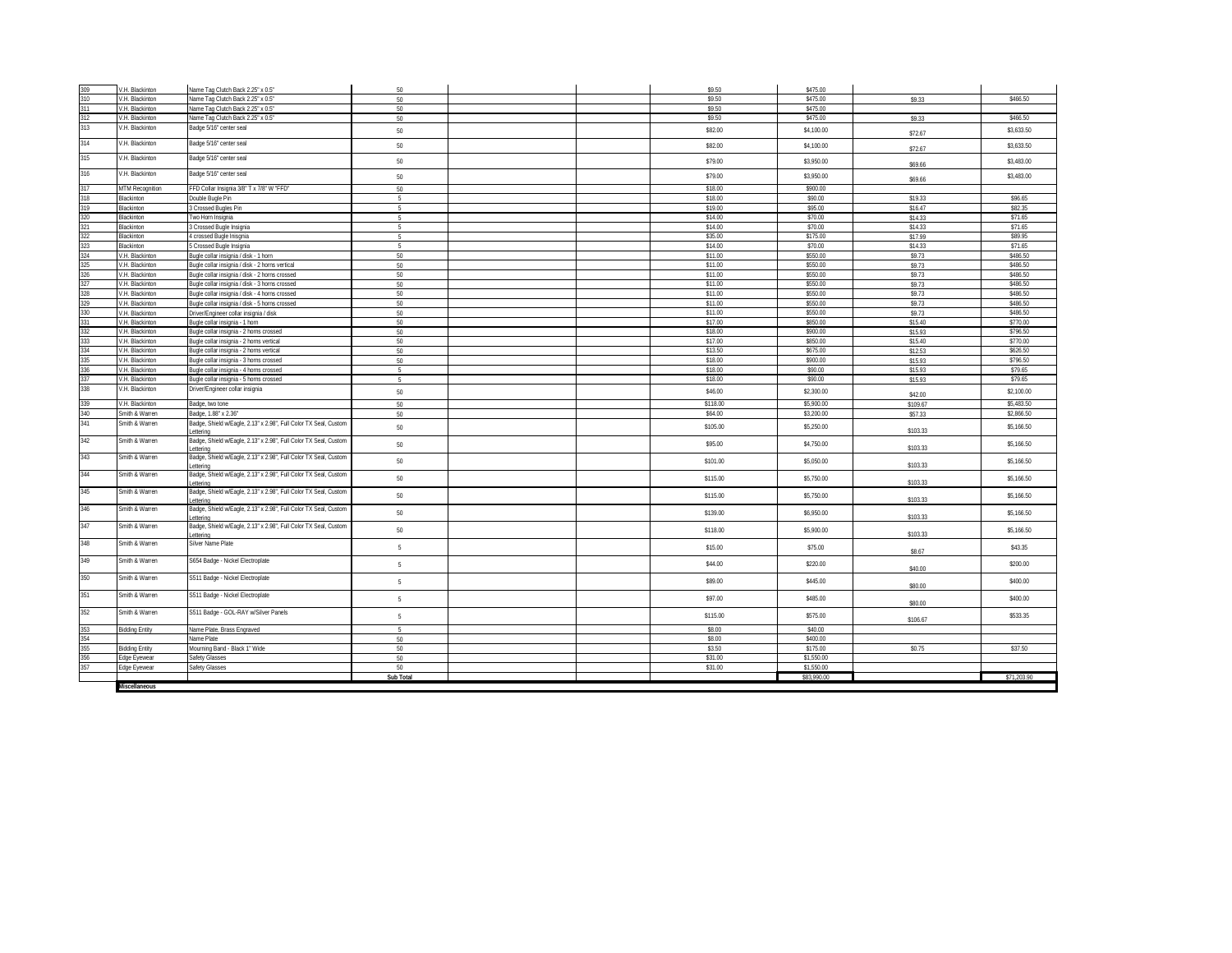| | | | | | | | | | |
|---|---|---|---|---|---|---|---|---|---|
| 309 | V.H. Blackinton | Name Tag Clutch Back 2.25" x 0.5" | 50 | | | $9.50 | $475.00 | | |
| 310 | V.H. Blackinton | Name Tag Clutch Back 2.25" x 0.5" | 50 | | | $9.50 | $475.00 | $9.33 | $466.50 |
| 311 | V.H. Blackinton | Name Tag Clutch Back 2.25" x 0.5" | 50 | | | $9.50 | $475.00 | | |
| 312 | V.H. Blackinton | Name Tag Clutch Back 2.25" x 0.5" | 50 | | | $9.50 | $475.00 | $9.33 | $466.50 |
| 313 | V.H. Blackinton | Badge 5/16" center seal | 50 | | | $82.00 | $4,100.00 | $72.67 | $3,633.50 |
| 314 | V.H. Blackinton | Badge 5/16" center seal | 50 | | | $82.00 | $4,100.00 | $72.67 | $3,633.50 |
| 315 | V.H. Blackinton | Badge 5/16" center seal | 50 | | | $79.00 | $3,950.00 | $69.66 | $3,483.00 |
| 316 | V.H. Blackinton | Badge 5/16" center seal | 50 | | | $79.00 | $3,950.00 | $69.66 | $3,483.00 |
| 317 | MTM Recognition | FFD Collar Insignia 3/8" T x 7/8" W "FFD" | 50 | | | $18.00 | $900.00 | | |
| 318 | Blackinton | Double Bugle Pin | 5 | | | $18.00 | $90.00 | $19.33 | $96.65 |
| 319 | Blackinton | 3 Crossed Bugles Pin | 5 | | | $19.00 | $95.00 | $16.47 | $82.35 |
| 320 | Blackinton | Two Horn Insignia | 5 | | | $14.00 | $70.00 | $14.33 | $71.65 |
| 321 | Blackinton | 3 Crossed Bugle Insignia | 5 | | | $14.00 | $70.00 | $14.33 | $71.65 |
| 322 | Blackinton | 4 crossed Bugle Inisgnia | 5 | | | $35.00 | $175.00 | $17.99 | $89.95 |
| 323 | Blackinton | 5 Crossed Bugle Insignia | 5 | | | $14.00 | $70.00 | $14.33 | $71.65 |
| 324 | V.H. Blackinton | Bugle collar insignia / disk - 1 horn | 50 | | | $11.00 | $550.00 | $9.73 | $486.50 |
| 325 | V.H. Blackinton | Bugle collar insignia / disk - 2 horns vertical | 50 | | | $11.00 | $550.00 | $9.73 | $486.50 |
| 326 | V.H. Blackinton | Bugle collar insignia / disk - 2 horns crossed | 50 | | | $11.00 | $550.00 | $9.73 | $486.50 |
| 327 | V.H. Blackinton | Bugle collar insignia / disk - 3 horns crossed | 50 | | | $11.00 | $550.00 | $9.73 | $486.50 |
| 328 | V.H. Blackinton | Bugle collar insignia / disk - 4 horns crossed | 50 | | | $11.00 | $550.00 | $9.73 | $486.50 |
| 329 | V.H. Blackinton | Bugle collar insignia / disk - 5 horns crossed | 50 | | | $11.00 | $550.00 | $9.73 | $486.50 |
| 330 | V.H. Blackinton | Driver/Engineer collar insignia / disk | 50 | | | $11.00 | $550.00 | $9.73 | $486.50 |
| 331 | V.H. Blackinton | Bugle collar insignia - 1 horn | 50 | | | $17.00 | $850.00 | $15.40 | $770.00 |
| 332 | V.H. Blackinton | Bugle collar insignia - 2 horns crossed | 50 | | | $18.00 | $900.00 | $15.93 | $796.50 |
| 333 | V.H. Blackinton | Bugle collar insignia - 2 horns vertical | 50 | | | $17.00 | $850.00 | $15.40 | $770.00 |
| 334 | V.H. Blackinton | Bugle collar insignia - 2 horns vertical | 50 | | | $13.50 | $675.00 | $12.53 | $626.50 |
| 335 | V.H. Blackinton | Bugle collar insignia - 3 horns crossed | 50 | | | $18.00 | $900.00 | $15.93 | $796.50 |
| 336 | V.H. Blackinton | Bugle collar insignia - 4 horns crossed | 5 | | | $18.00 | $90.00 | $15.93 | $79.65 |
| 337 | V.H. Blackinton | Bugle collar insignia - 5 horns crossed | 5 | | | $18.00 | $90.00 | $15.93 | $79.65 |
| 338 | V.H. Blackinton | Driver/Engineer collar insignia | 50 | | | $46.00 | $2,300.00 | $42.00 | $2,100.00 |
| 339 | V.H. Blackinton | Badge, two tone | 50 | | | $118.00 | $5,900.00 | $109.67 | $5,483.50 |
| 340 | Smith & Warren | Badge, 1.88" x 2.36" | 50 | | | $64.00 | $3,200.00 | $57.33 | $2,866.50 |
| 341 | Smith & Warren | Badge, Shield w/Eagle, 2.13" x 2.98", Full Color TX Seal, Custom Lettering | 50 | | | $105.00 | $5,250.00 | $103.33 | $5,166.50 |
| 342 | Smith & Warren | Badge, Shield w/Eagle, 2.13" x 2.98", Full Color TX Seal, Custom Lettering | 50 | | | $95.00 | $4,750.00 | $103.33 | $5,166.50 |
| 343 | Smith & Warren | Badge, Shield w/Eagle, 2.13" x 2.98", Full Color TX Seal, Custom Lettering | 50 | | | $101.00 | $5,050.00 | $103.33 | $5,166.50 |
| 344 | Smith & Warren | Badge, Shield w/Eagle, 2.13" x 2.98", Full Color TX Seal, Custom Lettering | 50 | | | $115.00 | $5,750.00 | $103.33 | $5,166.50 |
| 345 | Smith & Warren | Badge, Shield w/Eagle, 2.13" x 2.98", Full Color TX Seal, Custom Lettering | 50 | | | $115.00 | $5,750.00 | $103.33 | $5,166.50 |
| 346 | Smith & Warren | Badge, Shield w/Eagle, 2.13" x 2.98", Full Color TX Seal, Custom Lettering | 50 | | | $139.00 | $6,950.00 | $103.33 | $5,166.50 |
| 347 | Smith & Warren | Badge, Shield w/Eagle, 2.13" x 2.98", Full Color TX Seal, Custom Lettering | 50 | | | $118.00 | $5,900.00 | $103.33 | $5,166.50 |
| 348 | Smith & Warren | Silver Name Plate | 5 | | | $15.00 | $75.00 | $8.67 | $43.35 |
| 349 | Smith & Warren | S654 Badge - Nickel Electroplate | 5 | | | $44.00 | $220.00 | $40.00 | $200.00 |
| 350 | Smith & Warren | S511 Badge - Nickel Electroplate | 5 | | | $89.00 | $445.00 | $80.00 | $400.00 |
| 351 | Smith & Warren | S511 Badge - Nickel Electroplate | 5 | | | $97.00 | $485.00 | $80.00 | $400.00 |
| 352 | Smith & Warren | S511 Badge - GOL-RAY w/Silver Panels | 5 | | | $115.00 | $575.00 | $106.67 | $533.35 |
| 353 | Bidding Entity | Name Plate, Brass Engraved | 5 | | | $8.00 | $40.00 | | |
| 354 | | Name Plate | 50 | | | $8.00 | $400.00 | | |
| 355 | Bidding Entity | Mourning Band - Black 1" Wide | 50 | | | $3.50 | $175.00 | $0.75 | $37.50 |
| 356 | Edge Eyewear | Safety Glasses | 50 | | | $31.00 | $1,550.00 | | |
| 357 | Edge Eyewear | Safety Glasses | 50 | | | $31.00 | $1,550.00 | | |
| | | | Sub Total | | | | $83,990.00 | | $71,203.90 |
| | **Miscellaneous** | | | | | | | | |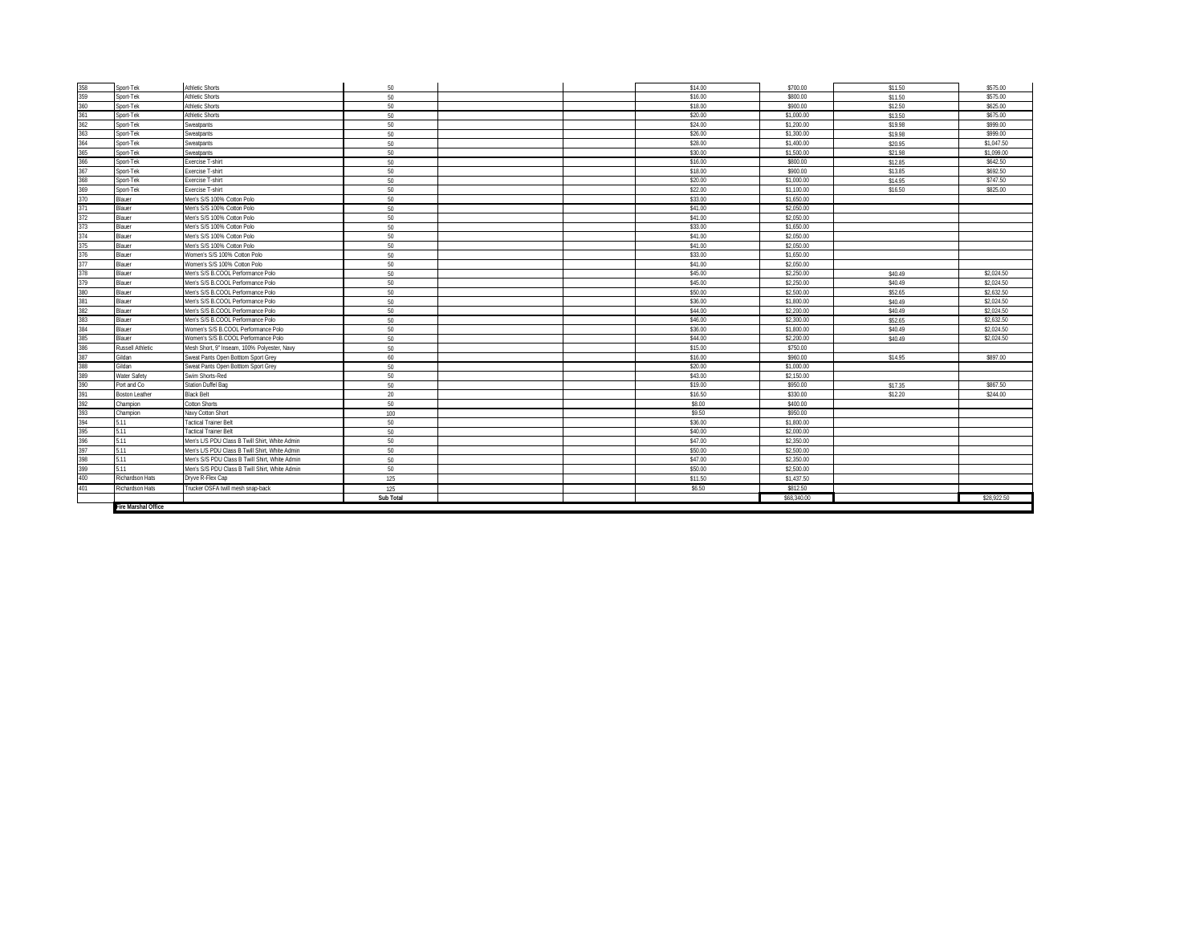| | | | | | | | | | |
|---|---|---|---|---|---|---|---|---|---|
| 358 | Sport-Tek | Athletic Shorts | 50 | | | $14.00 | $700.00 | $11.50 | $575.00 |
| 359 | Sport-Tek | Athletic Shorts | 50 | | | $16.00 | $800.00 | $11.50 | $575.00 |
| 360 | Sport-Tek | Athletic Shorts | 50 | | | $18.00 | $900.00 | $12.50 | $625.00 |
| 361 | Sport-Tek | Athletic Shorts | 50 | | | $20.00 | $1,000.00 | $13.50 | $675.00 |
| 362 | Sport-Tek | Sweatpants | 50 | | | $24.00 | $1,200.00 | $19.98 | $999.00 |
| 363 | Sport-Tek | Sweatpants | 50 | | | $26.00 | $1,300.00 | $19.98 | $999.00 |
| 364 | Sport-Tek | Sweatpants | 50 | | | $28.00 | $1,400.00 | $20.95 | $1,047.50 |
| 365 | Sport-Tek | Sweatpants | 50 | | | $30.00 | $1,500.00 | $21.98 | $1,099.00 |
| 366 | Sport-Tek | Exercise T-shirt | 50 | | | $16.00 | $800.00 | $12.85 | $642.50 |
| 367 | Sport-Tek | Exercise T-shirt | 50 | | | $18.00 | $900.00 | $13.85 | $692.50 |
| 368 | Sport-Tek | Exercise T-shirt | 50 | | | $20.00 | $1,000.00 | $14.95 | $747.50 |
| 369 | Sport-Tek | Exercise T-shirt | 50 | | | $22.00 | $1,100.00 | $16.50 | $825.00 |
| 370 | Blauer | Men's S/S 100% Cotton Polo | 50 | | | $33.00 | $1,650.00 | | |
| 371 | Blauer | Men's S/S 100% Cotton Polo | 50 | | | $41.00 | $2,050.00 | | |
| 372 | Blauer | Men's S/S 100% Cotton Polo | 50 | | | $41.00 | $2,050.00 | | |
| 373 | Blauer | Men's S/S 100% Cotton Polo | 50 | | | $33.00 | $1,650.00 | | |
| 374 | Blauer | Men's S/S 100% Cotton Polo | 50 | | | $41.00 | $2,050.00 | | |
| 375 | Blauer | Men's S/S 100% Cotton Polo | 50 | | | $41.00 | $2,050.00 | | |
| 376 | Blauer | Women's S/S 100% Cotton Polo | 50 | | | $33.00 | $1,650.00 | | |
| 377 | Blauer | Women's S/S 100% Cotton Polo | 50 | | | $41.00 | $2,050.00 | | |
| 378 | Blauer | Men's S/S B.COOL Performance Polo | 50 | | | $45.00 | $2,250.00 | $40.49 | $2,024.50 |
| 379 | Blauer | Men's S/S B.COOL Performance Polo | 50 | | | $45.00 | $2,250.00 | $40.49 | $2,024.50 |
| 380 | Blauer | Men's S/S B.COOL Performance Polo | 50 | | | $50.00 | $2,500.00 | $52.65 | $2,632.50 |
| 381 | Blauer | Men's S/S B.COOL Performance Polo | 50 | | | $36.00 | $1,800.00 | $40.49 | $2,024.50 |
| 382 | Blauer | Men's S/S B.COOL Performance Polo | 50 | | | $44.00 | $2,200.00 | $40.49 | $2,024.50 |
| 383 | Blauer | Men's S/S B.COOL Performance Polo | 50 | | | $46.00 | $2,300.00 | $52.65 | $2,632.50 |
| 384 | Blauer | Women's S/S B.COOL Performance Polo | 50 | | | $36.00 | $1,800.00 | $40.49 | $2,024.50 |
| 385 | Blauer | Women's S/S B.COOL Performance Polo | 50 | | | $44.00 | $2,200.00 | $40.49 | $2,024.50 |
| 386 | Russell Athletic | Mesh Short, 9" Inseam, 100% Polyester, Navy | 50 | | | $15.00 | $750.00 | | |
| 387 | Gildan | Sweat Pants Open Botttom Sport Grey | 60 | | | $16.00 | $960.00 | $14.95 | $897.00 |
| 388 | Gildan | Sweat Pants Open Botttom Sport Grey | 50 | | | $20.00 | $1,000.00 | | |
| 389 | Water Safety | Swim Shorts-Red | 50 | | | $43.00 | $2,150.00 | | |
| 390 | Port and Co | Station Duffel Bag | 50 | | | $19.00 | $950.00 | $17.35 | $867.50 |
| 391 | Boston Leather | Black Belt | 20 | | | $16.50 | $330.00 | $12.20 | $244.00 |
| 392 | Champion | Cotton Shorts | 50 | | | $8.00 | $400.00 | | |
| 393 | Champion | Navy Cotton Short | 100 | | | $9.50 | $950.00 | | |
| 394 | 5.11 | Tactical Trainer Belt | 50 | | | $36.00 | $1,800.00 | | |
| 395 | 5.11 | Tactical Trainer Belt | 50 | | | $40.00 | $2,000.00 | | |
| 396 | 5.11 | Men's L/S PDU Class B Twill Shirt, White Admin | 50 | | | $47.00 | $2,350.00 | | |
| 397 | 5.11 | Men's L/S PDU Class B Twill Shirt, White Admin | 50 | | | $50.00 | $2,500.00 | | |
| 398 | 5.11 | Men's S/S PDU Class B Twill Shirt, White Admin | 50 | | | $47.00 | $2,350.00 | | |
| 399 | 5.11 | Men's S/S PDU Class B Twill Shirt, White Admin | 50 | | | $50.00 | $2,500.00 | | |
| 400 | Richardson Hats | Dryve R-Flex Cap | 125 | | | $11.50 | $1,437.50 | | |
| 401 | Richardson Hats | Trucker OSFA twill mesh snap-back | 125 | | | $6.50 | $812.50 | | |
| | | | **Sub Total** | | | | $68,340.00 | | $28,922.50 |
| | **Fire Marshal Office** | | | | | | | | |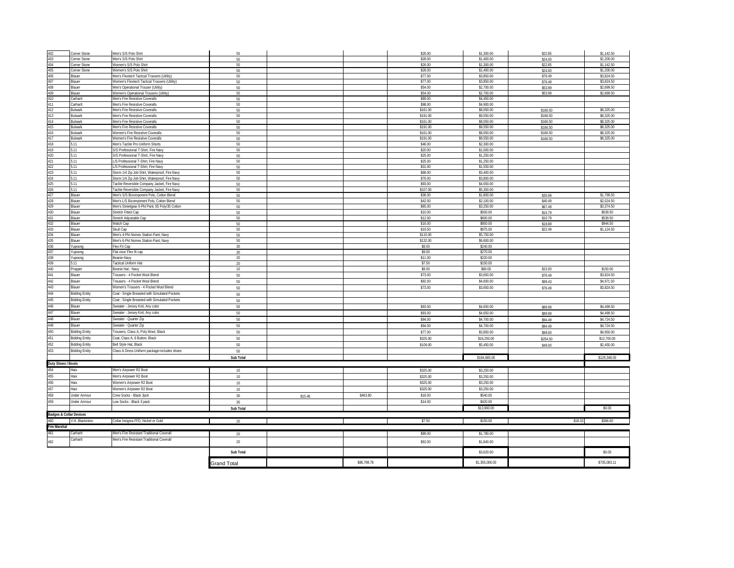| | | | | | | | | | |
|---|---|---|---|---|---|---|---|---|---|
| 402 | Corner Stone | Men's S/S Polo Shirt | 50 | | | $26.00 | $1,300.00 | $22.85 | $1,142.50 |
| 403 | Corner Stone | Men's S/S Polo Shirt | 50 | | | $28.00 | $1,400.00 | $24.00 | $1,200.00 |
| 404 | Corner Stone | Women's S/S Polo Shirt | 50 | | | $26.00 | $1,300.00 | $22.85 | $1,142.50 |
| 405 | Corner Stone | Women's S/S Polo Shirt | 50 | | | $28.00 | $1,400.00 | $24.00 | $1,200.00 |
| 406 | Blauer | Men's Flextech Tactical Trousers (Utility) | 50 | | | $77.00 | $3,850.00 | $76.49 | $3,824.50 |
| 407 | Blauer | Women's Flextech Tactical Trousers (Utility) | 50 | | | $77.00 | $3,850.00 | $76.49 | $3,824.50 |
| 408 | Blauer | Men's Operational Trouser (Utility) | 50 | | | $54.00 | $2,700.00 | $53.99 | $2,699.50 |
| 409 | Blauer | Women's Operational Trousers (Utility) | 50 | | | $54.00 | $2,700.00 | $53.99 | $2,699.50 |
| 410 | Carhartt | Men's Fire Resistive Coveralls | 50 | | | $89.00 | $4,450.00 | | |
| 411 | Carhartt | Men's Fire Resistive Coveralls | 50 | | | $98.00 | $4,900.00 | | |
| 412 | Bulwark | Men's Fire Resistive Coveralls | 50 | | | $161.00 | $8,050.00 | $166.50 | $8,325.00 |
| 413 | Bulwark | Men's Fire Resistive Coveralls | 50 | | | $191.00 | $9,550.00 | $166.50 | $8,325.00 |
| 414 | Bulwark | Men's Fire Resistive Coveralls | 50 | | | $161.00 | $8,050.00 | $166.50 | $8,325.00 |
| 415 | Bulwark | Men's Fire Resistive Coveralls | 50 | | | $191.00 | $9,550.00 | $166.50 | $8,325.00 |
| 416 | Bulwark | Women's Fire Resistive Coveralls | 50 | | | $161.00 | $8,050.00 | $166.50 | $8,325.00 |
| 417 | Bulwark | Women's Fire Resistive Coveralls | 50 | | | $191.00 | $9,550.00 | $166.50 | $8,325.00 |
| 418 | 5.11 | Men's Taclite Pro Uniform Shorts | 50 | | | $46.00 | $2,300.00 | | |
| 419 | 5.11 | S/S Professional T-Shirt, Fire Navy | 50 | | | $20.00 | $1,000.00 | | |
| 420 | 5.11 | S/S Professional T-Shirt, Fire Navy | 50 | | | $25.00 | $1,250.00 | | |
| 421 | 5.11 | L/S Professional T-Shirt, Fire Navy | 50 | | | $25.00 | $1,250.00 | | |
| 422 | 5.11 | L/S Professional T-Shirt, Fire Navy | 50 | | | $31.00 | $1,550.00 | | |
| 423 | 5.11 | Storm 1/4 Zip Job Shirt, Waterproof, Fire Navy | 50 | | | $68.00 | $3,400.00 | | |
| 424 | 5.11 | Storm 1/4 Zip Job Shirt, Waterproof, Fire Navy | 50 | | | $76.00 | $3,800.00 | | |
| 425 | 5.11 | Taclite Reversible Company Jacket, Fire Navy | 50 | | | $93.00 | $4,650.00 | | |
| 426 | 5.11 | Taclite Reversible Company Jacket, Fire Navy | 50 | | | $107.00 | $5,350.00 | | |
| 427 | Blauer | Men's S/S Bicomponent Polo, Cotton Blend | 50 | | | $36.00 | $1,800.00 | $35.99 | $1,799.50 |
| 428 | Blauer | Men's L/S Bicomponent Polo, Cotton Blend | 50 | | | $42.00 | $2,100.00 | $40.49 | $2,024.50 |
| 429 | Blauer | Men's Streetgear 6-Pkt Pant, 65 Poly/35 Cotton | 50 | | | $65.00 | $3,250.00 | $67.49 | $3,374.50 |
| 430 | Blauer | Stretch Fitted Cap | 50 | | | $10.00 | $500.00 | $10.79 | $539.50 |
| 431 | Blauer | Stretch Adjustable Cap | 50 | | | $12.00 | $600.00 | $10.79 | $539.50 |
| 432 | Blauer | Watch Cap | 50 | | | $16.00 | $800.00 | $18.89 | $944.50 |
| 433 | Blauer | Skull Cap | 50 | | | $19.50 | $975.00 | $22.49 | $1,124.50 |
| 434 | Blauer | Men's 4-Pkt Nomex Station Pant, Navy | 50 | | | $115.00 | $5,750.00 | | |
| 435 | Blauer | Men's 6-Pkt Nomex Station Pant, Navy | 50 | | | $132.00 | $6,600.00 | | |
| 436 | Yupoong | Flex Fit Cap | 30 | | | $8.00 | $240.00 | | |
| 437 | Yupoong | Flat visor Flex fit cap | 30 | | | $9.00 | $270.00 | | |
| 438 | Yupoong | Beanie-Navy | 20 | | | $11.00 | $220.00 | | |
| 439 | 5.11 | Tactical Uniform Hat | 20 | | | $7.50 | $150.00 | | |
| 440 | Propper | Boonie Hat - Navy | 10 | | | $8.00 | $80.00 | $15.00 | $150.00 |
| 441 | Blauer | Trousers - 4 Pocket Wool Blend | 50 | | | $73.00 | $3,650.00 | $76.49 | $3,824.50 |
| 442 | Blauer | Trousers - 4 Pocket Wool Blend | 50 | | | $92.00 | $4,600.00 | $99.43 | $4,971.50 |
| 443 | Blauer | Women's Trousers - 4 Pocket Wool Blend | 50 | | | $73.00 | $3,650.00 | $76.49 | $3,824.50 |
| 444 | Bidding Entity | Coat - Single Breasted with Simulated Pockets | 50 | | | | | | |
| 445 | Bidding Entity | Coat - Single Breasted with Simulated Pockets | 50 | | | | | | |
| 446 | Blauer | Sweater - Jersey Knit, Any color | 50 | | | $93.00 | $4,650.00 | $89.99 | $4,499.50 |
| 447 | Blauer | Sweater - Jersey Knit, Any color | 50 | | | $93.00 | $4,650.00 | $89.99 | $4,499.50 |
| 448 | Blauer | Sweater - Quarter Zip | 50 | | | $94.00 | $4,700.00 | $94.49 | $4,724.50 |
| 449 | Blauer | Sweater - Quarter Zip | 50 | | | $94.00 | $4,700.00 | $94.49 | $4,724.50 |
| 450 | Bidding Entity | Trousers, Class A, Poly Wool, Black | 50 | | | $77.00 | $3,850.00 | $99.00 | $4,950.00 |
| 451 | Bidding Entity | Coat, Class A, 6 Button, Black | 50 | | | $325.00 | $16,250.00 | $254.00 | $12,700.00 |
| 452 | Bidding Entity | Bell Style Hat, Black | 50 | | | $109.00 | $5,450.00 | $49.00 | $2,450.00 |
| 453 | Bidding Entity | Class A Dress Uniform package-includes shoes | 50 | | | | | | |
| | | | Sub Total | | | | $184,685.00 | | $129,348.00 |
| **Duty Shoes / Boots** | | | | | | | | | |
| 454 | Haix | Men's Airpower R2 Boot | 10 | | | $325.00 | $3,250.00 | | |
| 455 | Haix | Men's Airpower R2 Boot | 10 | | | $325.00 | $3,250.00 | | |
| 456 | Haix | Women's Airpower R2 Boot | 10 | | | $325.00 | $3,250.00 | | |
| 457 | Haix | Women's Airpower R2 Boot | 10 | | | $325.00 | $3,250.00 | | |
| 458 | Under Armour | Crew Socks - Black 3pck | 30 | $15.46 | $463.80 | $18.00 | $540.00 | | |
| 459 | Under Armour | Low Socks - Black 3 pack | 30 | | | $14.00 | $420.00 | | |
| | | | Sub Total | | | | $13,960.00 | | $0.00 |
| **Badges & Collar Devices** | | | | | | | | | |
| 460 | V.H. Blackinton | Collar Insignia FFD, Nickel or Gold | 20 | | | $7.50 | $150.00 | $18.33 | $366.60 |
| **Fire Marshal** | | | | | | | | | |
| 461 | Carhartt | Men's Fire Resistant Traditional Coverall | 20 | | | $89.00 | $1,780.00 | | |
| 462 | Carhartt | Men's Fire Resistant Traditional Coverall | 20 | | | $92.00 | $1,840.00 | | |
| | | | Sub Total | | | | $3,620.00 | | $0.00 |
| | | | Grand Total | | $86,798.78 | | $1,355,006.00 | | $735,083.11 |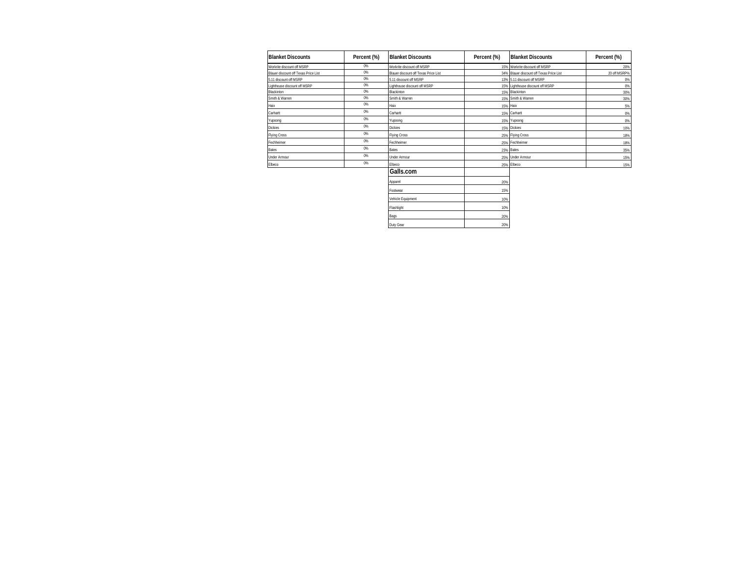| Blanket Discounts | Percent (%) | Blanket Discounts | Percent (%) | Blanket Discounts | Percent (%) |
|---|---|---|---|---|---|
| Workrite discount off MSRP | 0% | Workrite discount off MSRP | 15% | Workrite discount off MSRP | 20% |
| Blauer discount off Texas Price List | 0% | Blauer discount off Texas Price List | 34% | Blauer discount off Texas Price List | 20 off MSRP% |
| 5.11 discount off MSRP | 0% | 5.11 discount off MSRP | 13% | 5.11 discount off MSRP | 0% |
| Lighthouse discount off MSRP | 0% | Lighthouse discount off MSRP | 15% | Lighthouse discount off MSRP | 0% |
| Blackinton | 0% | Blackinton | 15% | Blackinton | 30% |
| Smith & Warren | 0% | Smith & Warren | 15% | Smith & Warren | 30% |
| Haix | 0% | Haix | 15% | Haix | 5% |
| Carhartt | 0% | Carhartt | 15% | Carhartt | 0% |
| Yupoong | 0% | Yupoong | 15% | Yupoong | 0% |
| Dickies | 0% | Dickies | 15% | Dickies | 10% |
| Flying Cross | 0% | Flying Cross | 25% | Flying Cross | 18% |
| Fechheimer | 0% | Fechheimer | 25% | Fechheimer | 18% |
| Bates | 0% | Bates | 23% | Bates | 35% |
| Under Armour | 0% | Under Armour | 25% | Under Armour | 15% |
| Elbeco | 0% | Elbeco | 25% | Elbeco | 15% |

| Galls.com | |
|---|---|
| Apparel | 20% |
| Footwear | 15% |
| Vehicle Equipment | 10% |
| Flashlight | 10% |
| Bags | 20% |
| Duty Gear | 20% |